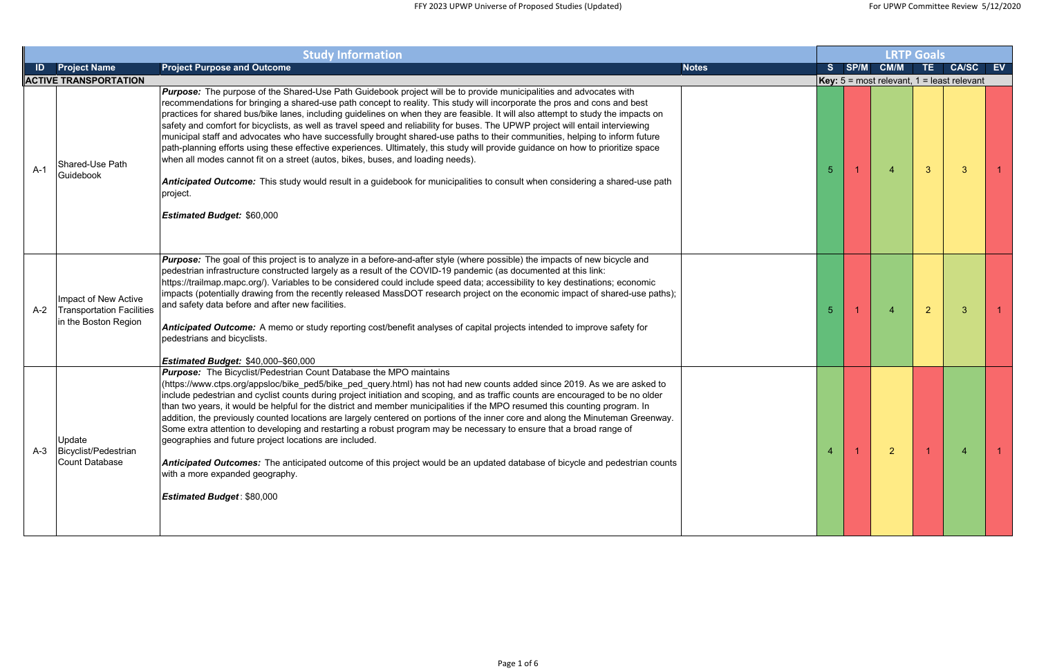| Study Information | | | | LRTP Goals | | | | | |
|---|---|---|---|---|---|---|---|---|---|
| ID | Project Name | Project Purpose and Outcome | Notes | S | SP/M | CM/M | TE | CA/SC | EV |
| **ACTIVE TRANSPORTATION** | | | | **Key:** 5 = most relevant, 1 = least relevant | | | | | |
| A-1 | Shared-Use Path Guidebook | ***Purpose:*** The purpose of the Shared-Use Path Guidebook project will be to provide municipalities and advocates with recommendations for bringing a shared-use path concept to reality. This study will incorporate the pros and cons and best practices for shared bus/bike lanes, including guidelines on when they are feasible. It will also attempt to study the impacts on safety and comfort for bicyclists, as well as travel speed and reliability for buses. The UPWP project will entail interviewing municipal staff and advocates who have successfully brought shared-use paths to their communities, helping to inform future path-planning efforts using these effective experiences. Ultimately, this study will provide guidance on how to prioritize space when all modes cannot fit on a street (autos, bikes, buses, and loading needs).<br><br>***Anticipated Outcome:*** This study would result in a guidebook for municipalities to consult when considering a shared-use path project.<br><br>***Estimated Budget:*** $60,000 | | 5 | 1 | 4 | 3 | 3 | 1 |
| A-2 | Impact of New Active Transportation Facilities in the Boston Region | ***Purpose:*** The goal of this project is to analyze in a before-and-after style (where possible) the impacts of new bicycle and pedestrian infrastructure constructed largely as a result of the COVID-19 pandemic (as documented at this link: https://trailmap.mapc.org/). Variables to be considered could include speed data; accessibility to key destinations; economic impacts (potentially drawing from the recently released MassDOT research project on the economic impact of shared-use paths); and safety data before and after new facilities.<br><br>***Anticipated Outcome:*** A memo or study reporting cost/benefit analyses of capital projects intended to improve safety for pedestrians and bicyclists.<br><br>***Estimated Budget:*** $40,000–$60,000 | | 5 | 1 | 4 | 2 | 3 | 1 |
| A-3 | Update Bicyclist/Pedestrian Count Database | ***Purpose:*** The Bicyclist/Pedestrian Count Database the MPO maintains (https://www.ctps.org/appsloc/bike_ped5/bike_ped_query.html) has not had new counts added since 2019. As we are asked to include pedestrian and cyclist counts during project initiation and scoping, and as traffic counts are encouraged to be no older than two years, it would be helpful for the district and member municipalities if the MPO resumed this counting program. In addition, the previously counted locations are largely centered on portions of the inner core and along the Minuteman Greenway. Some extra attention to developing and restarting a robust program may be necessary to ensure that a broad range of geographies and future project locations are included.<br><br>***Anticipated Outcomes:*** The anticipated outcome of this project would be an updated database of bicycle and pedestrian counts with a more expanded geography.<br><br>***Estimated Budget***: $80,000 | | 4 | 1 | 2 | 1 | 4 | 1 |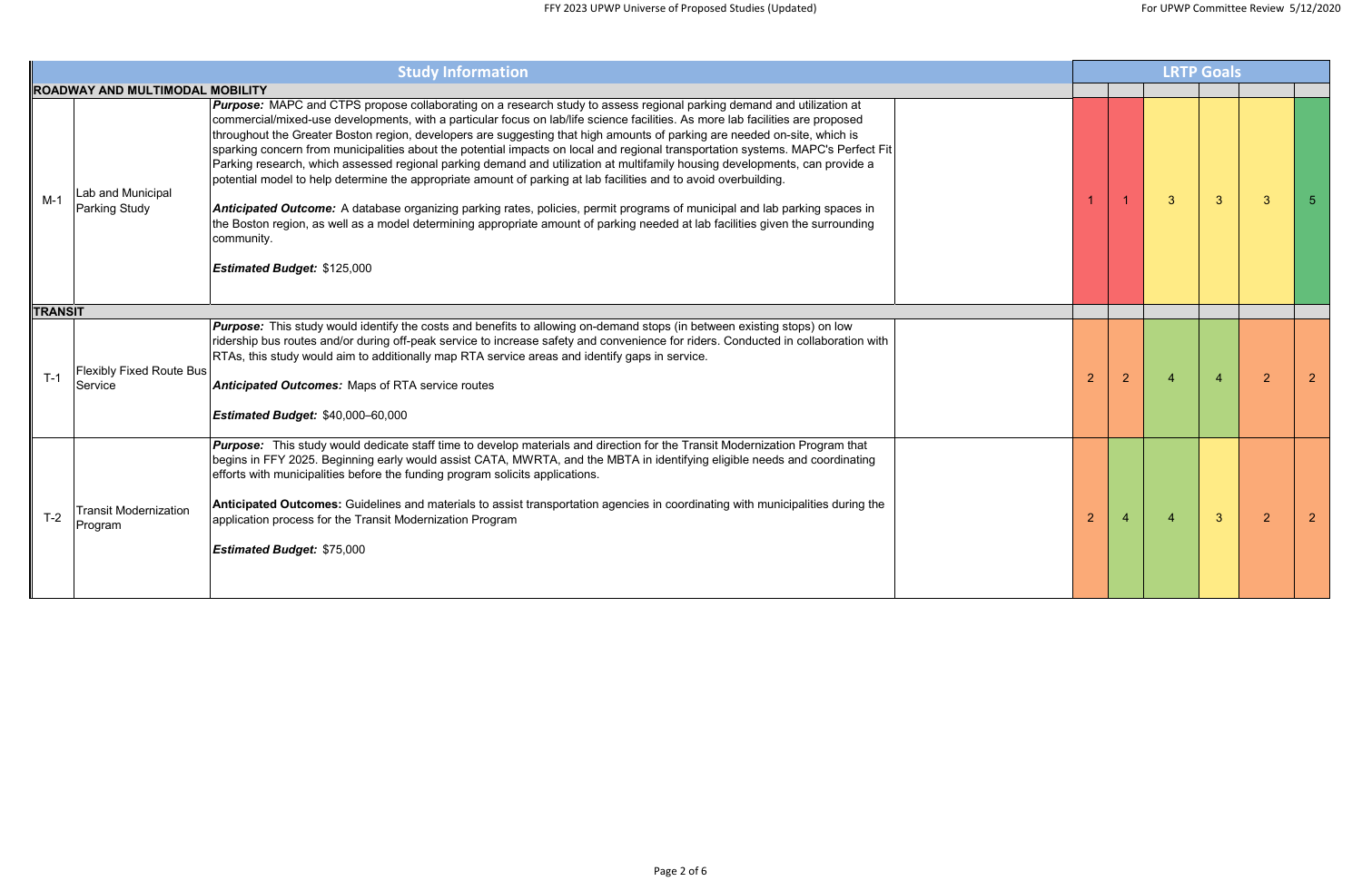| Study Information | | | | LRTP Goals | | | | | |
|---|---|---|---|---|---|---|---|---|---|
| **ROADWAY AND MULTIMODAL MOBILITY** | | | | | | | | | |
| M-1 | Lab and Municipal Parking Study | ***Purpose:*** MAPC and CTPS propose collaborating on a research study to assess regional parking demand and utilization at commercial/mixed-use developments, with a particular focus on lab/life science facilities. As more lab facilities are proposed throughout the Greater Boston region, developers are suggesting that high amounts of parking are needed on-site, which is sparking concern from municipalities about the potential impacts on local and regional transportation systems. MAPC's Perfect Fit Parking research, which assessed regional parking demand and utilization at multifamily housing developments, can provide a potential model to help determine the appropriate amount of parking at lab facilities and to avoid overbuilding.<br><br>***Anticipated Outcome:*** A database organizing parking rates, policies, permit programs of municipal and lab parking spaces in the Boston region, as well as a model determining appropriate amount of parking needed at lab facilities given the surrounding community.<br><br>***Estimated Budget:*** $125,000 | | 1 | 1 | 3 | 3 | 3 | 5 |
| **TRANSIT** | | | | | | | | | |
| T-1 | Flexibly Fixed Route Bus Service | ***Purpose:*** This study would identify the costs and benefits to allowing on-demand stops (in between existing stops) on low ridership bus routes and/or during off-peak service to increase safety and convenience for riders. Conducted in collaboration with RTAs, this study would aim to additionally map RTA service areas and identify gaps in service.<br><br>***Anticipated Outcomes:*** Maps of RTA service routes<br><br>***Estimated Budget:*** $40,000–60,000 | | 2 | 2 | 4 | 4 | 2 | 2 |
| T-2 | Transit Modernization Program | ***Purpose:*** This study would dedicate staff time to develop materials and direction for the Transit Modernization Program that begins in FFY 2025. Beginning early would assist CATA, MWRTA, and the MBTA in identifying eligible needs and coordinating efforts with municipalities before the funding program solicits applications.<br><br>**Anticipated Outcomes:** Guidelines and materials to assist transportation agencies in coordinating with municipalities during the application process for the Transit Modernization Program<br><br>***Estimated Budget:*** $75,000 | | 2 | 4 | 4 | 3 | 2 | 2 |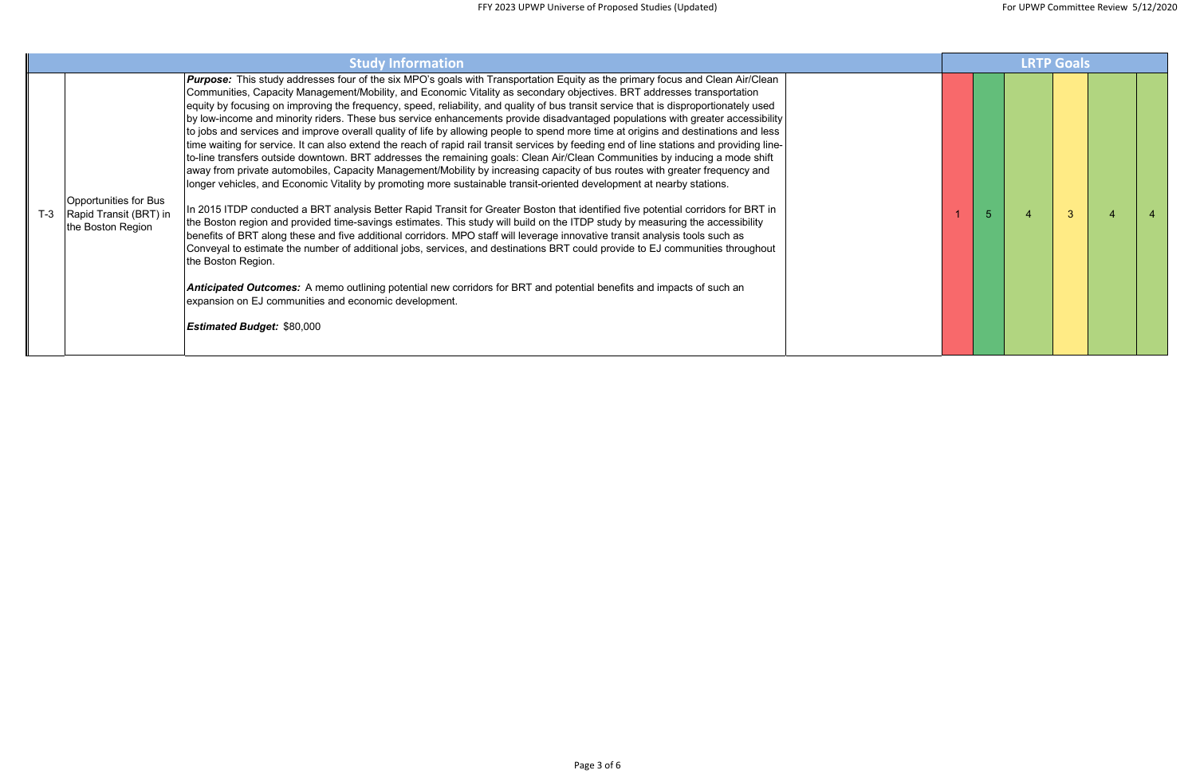| Study Information | | | | LRTP Goals | | | | | |
|---|---|---|---|---|---|---|---|---|---|
| T-3 | Opportunities for Bus Rapid Transit (BRT) in the Boston Region | ***Purpose:*** This study addresses four of the six MPO's goals with Transportation Equity as the primary focus and Clean Air/Clean Communities, Capacity Management/Mobility, and Economic Vitality as secondary objectives. BRT addresses transportation equity by focusing on improving the frequency, speed, reliability, and quality of bus transit service that is disproportionately used by low-income and minority riders. These bus service enhancements provide disadvantaged populations with greater accessibility to jobs and services and improve overall quality of life by allowing people to spend more time at origins and destinations and less time waiting for service. It can also extend the reach of rapid rail transit services by feeding end of line stations and providing line-to-line transfers outside downtown. BRT addresses the remaining goals: Clean Air/Clean Communities by inducing a mode shift away from private automobiles, Capacity Management/Mobility by increasing capacity of bus routes with greater frequency and longer vehicles, and Economic Vitality by promoting more sustainable transit-oriented development at nearby stations.<br><br>In 2015 ITDP conducted a BRT analysis Better Rapid Transit for Greater Boston that identified five potential corridors for BRT in the Boston region and provided time-savings estimates. This study will build on the ITDP study by measuring the accessibility benefits of BRT along these and five additional corridors. MPO staff will leverage innovative transit analysis tools such as Conveyal to estimate the number of additional jobs, services, and destinations BRT could provide to EJ communities throughout the Boston Region.<br><br>***Anticipated Outcomes:*** A memo outlining potential new corridors for BRT and potential benefits and impacts of such an expansion on EJ communities and economic development.<br><br>***Estimated Budget:*** $80,000 | | 1 | 5 | 4 | 3 | 4 | 4 |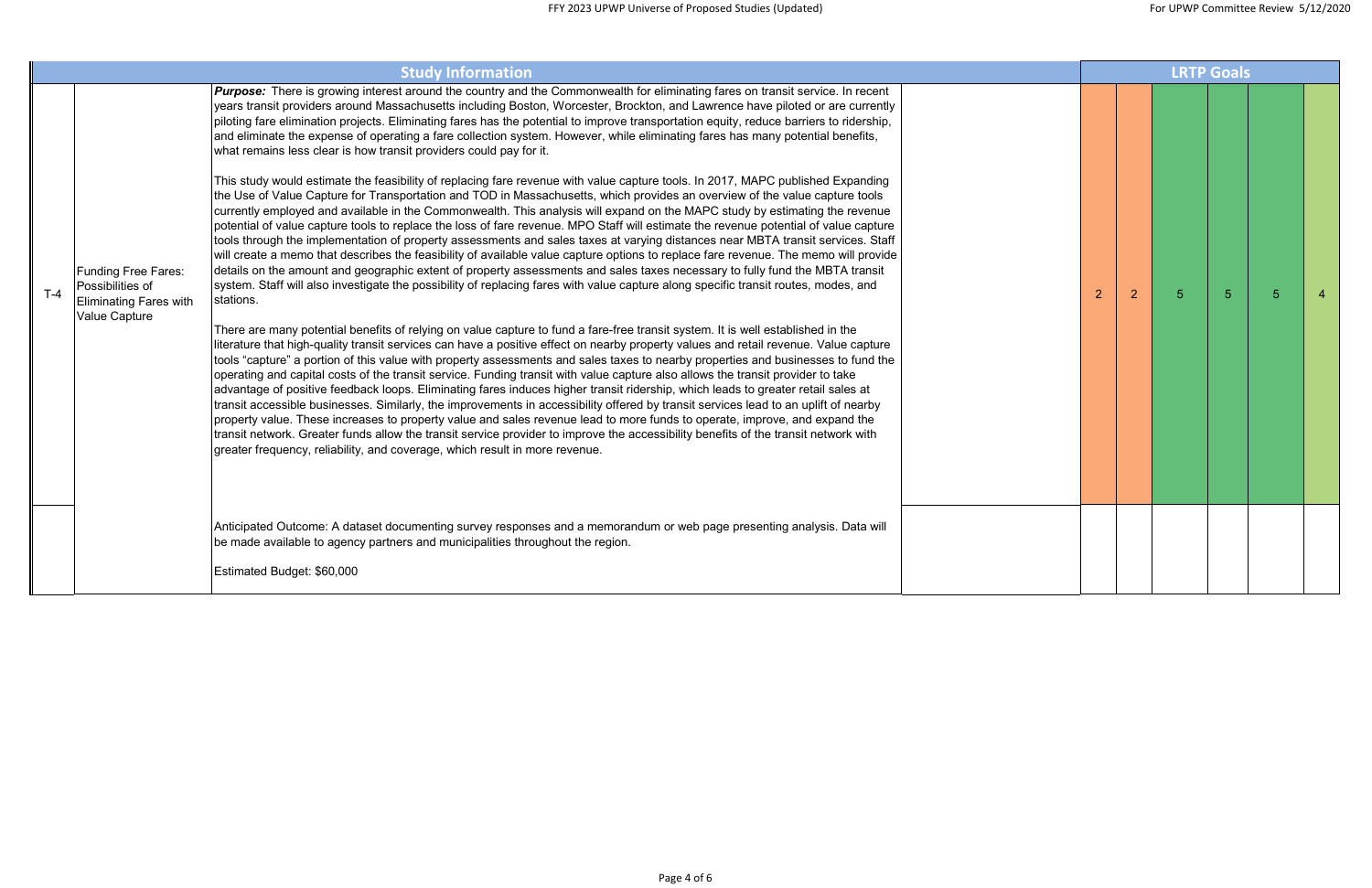| Study Information | | | | LRTP Goals | | | | | |
|---|---|---|---|---|---|---|---|---|---|
| T-4 | Funding Free Fares: Possibilities of Eliminating Fares with Value Capture | ***Purpose:*** There is growing interest around the country and the Commonwealth for eliminating fares on transit service. In recent years transit providers around Massachusetts including Boston, Worcester, Brockton, and Lawrence have piloted or are currently piloting fare elimination projects. Eliminating fares has the potential to improve transportation equity, reduce barriers to ridership, and eliminate the expense of operating a fare collection system. However, while eliminating fares has many potential benefits, what remains less clear is how transit providers could pay for it.<br><br>This study would estimate the feasibility of replacing fare revenue with value capture tools. In 2017, MAPC published Expanding the Use of Value Capture for Transportation and TOD in Massachusetts, which provides an overview of the value capture tools currently employed and available in the Commonwealth. This analysis will expand on the MAPC study by estimating the revenue potential of value capture tools to replace the loss of fare revenue. MPO Staff will estimate the revenue potential of value capture tools through the implementation of property assessments and sales taxes at varying distances near MBTA transit services. Staff will create a memo that describes the feasibility of available value capture options to replace fare revenue. The memo will provide details on the amount and geographic extent of property assessments and sales taxes necessary to fully fund the MBTA transit system. Staff will also investigate the possibility of replacing fares with value capture along specific transit routes, modes, and stations.<br><br>There are many potential benefits of relying on value capture to fund a fare-free transit system. It is well established in the literature that high-quality transit services can have a positive effect on nearby property values and retail revenue. Value capture tools "capture" a portion of this value with property assessments and sales taxes to nearby properties and businesses to fund the operating and capital costs of the transit service. Funding transit with value capture also allows the transit provider to take advantage of positive feedback loops. Eliminating fares induces higher transit ridership, which leads to greater retail sales at transit accessible businesses. Similarly, the improvements in accessibility offered by transit services lead to an uplift of nearby property value. These increases to property value and sales revenue lead to more funds to operate, improve, and expand the transit network. Greater funds allow the transit service provider to improve the accessibility benefits of the transit network with greater frequency, reliability, and coverage, which result in more revenue. | | 2 | 2 | 5 | 5 | 5 | 4 |
| | | Anticipated Outcome: A dataset documenting survey responses and a memorandum or web page presenting analysis. Data will be made available to agency partners and municipalities throughout the region.<br><br>Estimated Budget: $60,000 | | | | | | | |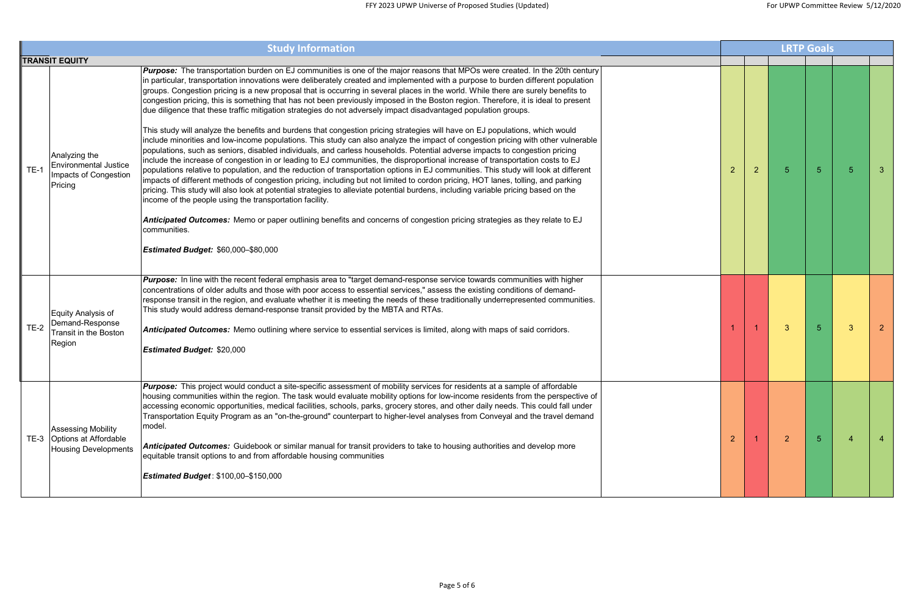| Study Information | | | | LRTP Goals | | | | | |
|---|---|---|---|---|---|---|---|---|---|
| **TRANSIT EQUITY** | | | | | | | | | |
| TE-1 | Analyzing the Environmental Justice Impacts of Congestion Pricing | ***Purpose:*** The transportation burden on EJ communities is one of the major reasons that MPOs were created. In the 20th century in particular, transportation innovations were deliberately created and implemented with a purpose to burden different population groups. Congestion pricing is a new proposal that is occurring in several places in the world. While there are surely benefits to congestion pricing, this is something that has not been previously imposed in the Boston region. Therefore, it is ideal to present due diligence that these traffic mitigation strategies do not adversely impact disadvantaged population groups.<br><br>This study will analyze the benefits and burdens that congestion pricing strategies will have on EJ populations, which would include minorities and low-income populations. This study can also analyze the impact of congestion pricing with other vulnerable populations, such as seniors, disabled individuals, and carless households. Potential adverse impacts to congestion pricing include the increase of congestion in or leading to EJ communities, the disproportional increase of transportation costs to EJ populations relative to population, and the reduction of transportation options in EJ communities. This study will look at different impacts of different methods of congestion pricing, including but not limited to cordon pricing, HOT lanes, tolling, and parking pricing. This study will also look at potential strategies to alleviate potential burdens, including variable pricing based on the income of the people using the transportation facility.<br><br>***Anticipated Outcomes:*** Memo or paper outlining benefits and concerns of congestion pricing strategies as they relate to EJ communities.<br><br>***Estimated Budget:*** $60,000–$80,000 | | 2 | 2 | 5 | 5 | 5 | 3 |
| TE-2 | Equity Analysis of Demand-Response Transit in the Boston Region | ***Purpose:*** In line with the recent federal emphasis area to "target demand-response service towards communities with higher concentrations of older adults and those with poor access to essential services," assess the existing conditions of demand-response transit in the region, and evaluate whether it is meeting the needs of these traditionally underrepresented communities. This study would address demand-response transit provided by the MBTA and RTAs.<br><br>***Anticipated Outcomes:*** Memo outlining where service to essential services is limited, along with maps of said corridors.<br><br>***Estimated Budget:*** $20,000 | | 1 | 1 | 3 | 5 | 3 | 2 |
| TE-3 | Assessing Mobility Options at Affordable Housing Developments | ***Purpose:*** This project would conduct a site-specific assessment of mobility services for residents at a sample of affordable housing communities within the region. The task would evaluate mobility options for low-income residents from the perspective of accessing economic opportunities, medical facilities, schools, parks, grocery stores, and other daily needs. This could fall under Transportation Equity Program as an "on-the-ground" counterpart to higher-level analyses from Conveyal and the travel demand model.<br><br>***Anticipated Outcomes:*** Guidebook or similar manual for transit providers to take to housing authorities and develop more equitable transit options to and from affordable housing communities<br><br>***Estimated Budget***: $100,00–$150,000 | | 2 | 1 | 2 | 5 | 4 | 4 |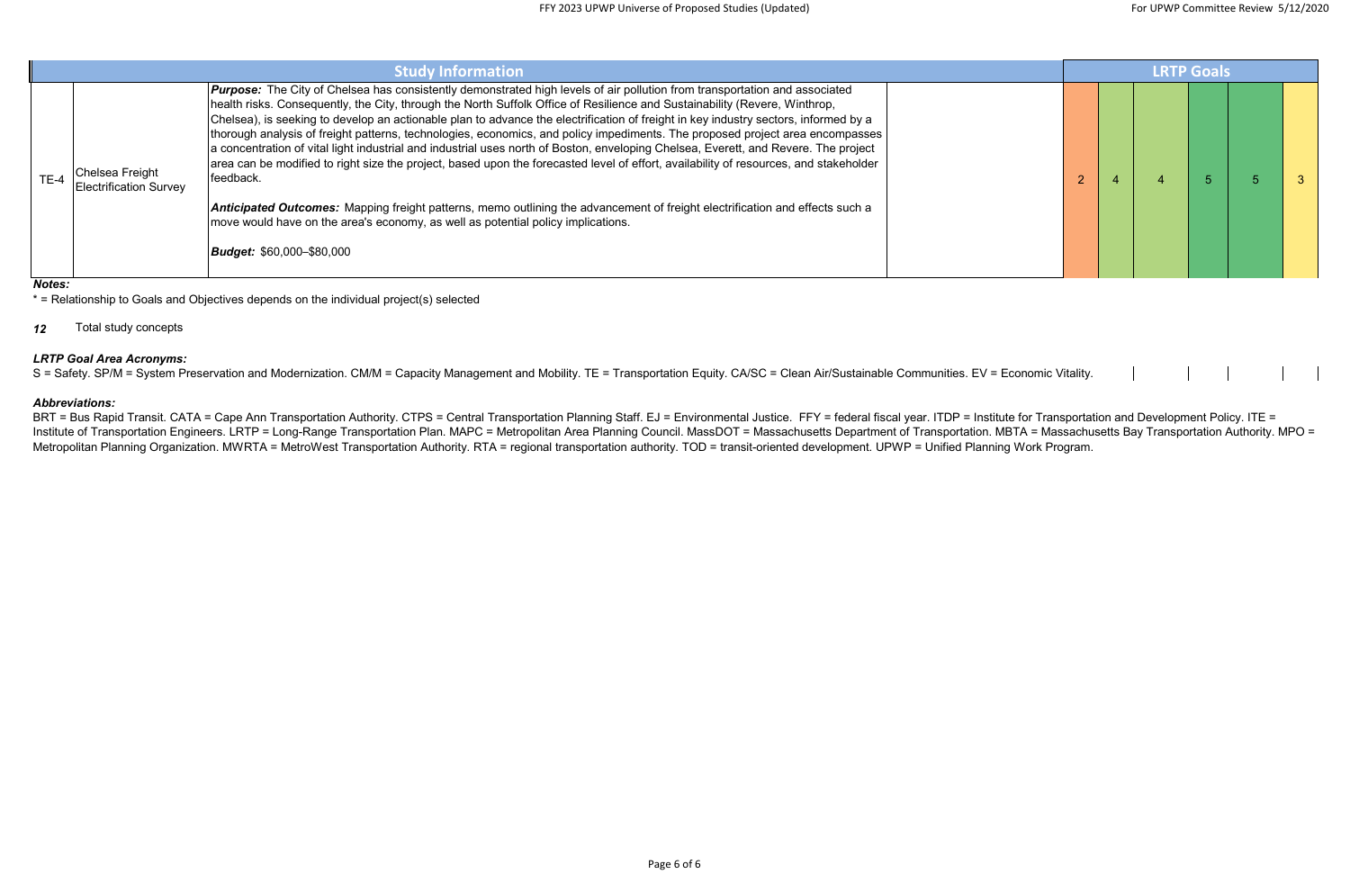| Study Information | | | | LRTP Goals | | | | | |
|---|---|---|---|---|---|---|---|---|---|
| TE-4 | Chelsea Freight Electrification Survey | ***Purpose:*** The City of Chelsea has consistently demonstrated high levels of air pollution from transportation and associated health risks. Consequently, the City, through the North Suffolk Office of Resilience and Sustainability (Revere, Winthrop, Chelsea), is seeking to develop an actionable plan to advance the electrification of freight in key industry sectors, informed by a thorough analysis of freight patterns, technologies, economics, and policy impediments. The proposed project area encompasses a concentration of vital light industrial and industrial uses north of Boston, enveloping Chelsea, Everett, and Revere. The project area can be modified to right size the project, based upon the forecasted level of effort, availability of resources, and stakeholder feedback.<br><br>***Anticipated Outcomes:*** Mapping freight patterns, memo outlining the advancement of freight electrification and effects such a move would have on the area's economy, as well as potential policy implications.<br><br>***Budget:*** $60,000–$80,000 | | 2 | 4 | 4 | 5 | 5 | 3 |

***Notes:***

\* = Relationship to Goals and Objectives depends on the individual project(s) selected

***12*** Total study concepts

***LRTP Goal Area Acronyms:***

S = Safety. SP/M = System Preservation and Modernization. CM/M = Capacity Management and Mobility. TE = Transportation Equity. CA/SC = Clean Air/Sustainable Communities. EV = Economic Vitality.

***Abbreviations:***

BRT = Bus Rapid Transit. CATA = Cape Ann Transportation Authority. CTPS = Central Transportation Planning Staff. EJ = Environmental Justice. FFY = federal fiscal year. ITDP = Institute for Transportation and Development Policy. ITE = Institute of Transportation Engineers. LRTP = Long-Range Transportation Plan. MAPC = Metropolitan Area Planning Council. MassDOT = Massachusetts Department of Transportation. MBTA = Massachusetts Bay Transportation Authority. MPO = Metropolitan Planning Organization. MWRTA = MetroWest Transportation Authority. RTA = regional transportation authority. TOD = transit-oriented development. UPWP = Unified Planning Work Program.